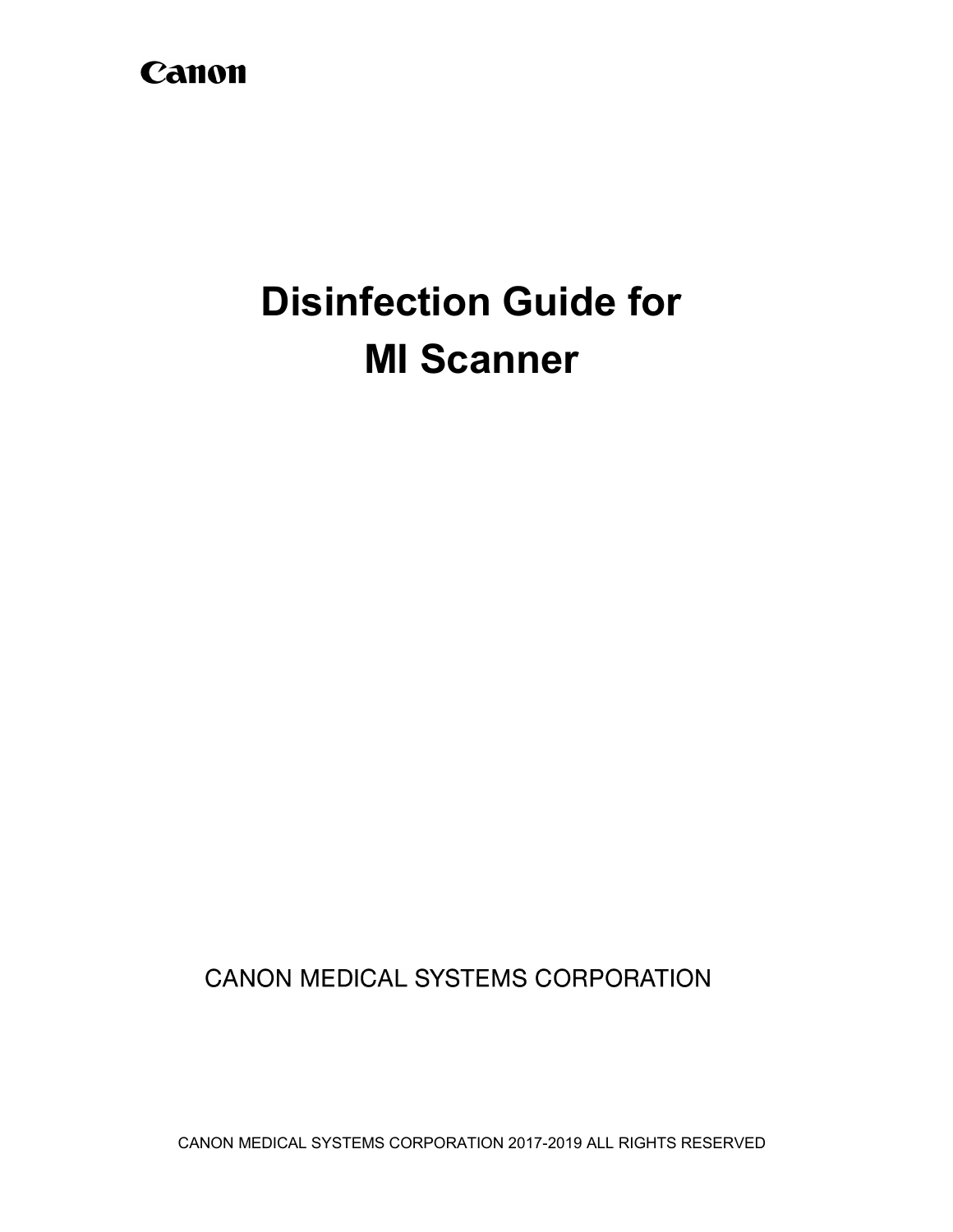Canon

# Disinfection Guide for MI Scanner

CANON MEDICAL SYSTEMS CORPORATION

CANON MEDICAL SYSTEMS CORPORATION 2017-2019 ALL RIGHTS RESERVED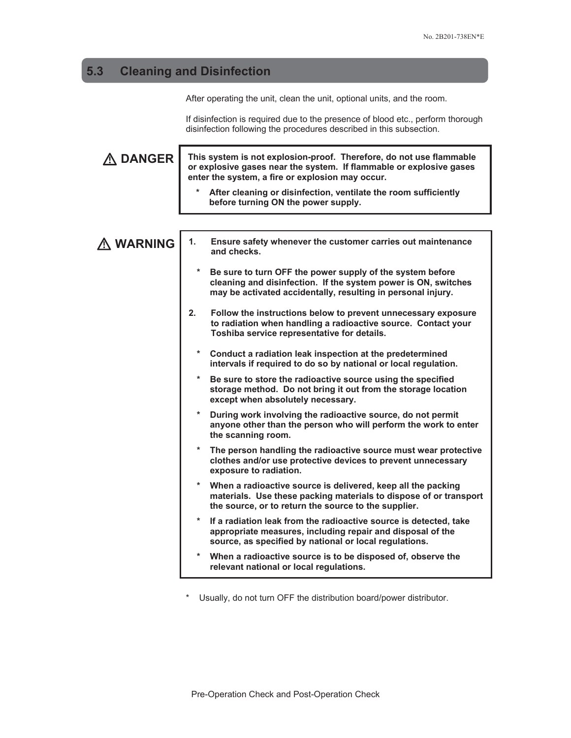## 5.3 Cleaning and Disinfection

After operating the unit, clean the unit, optional units, and the room.

If disinfection is required due to the presence of blood etc., perform thorough disinfection following the procedures described in this subsection.

> **⚠ DANGER**
>
> **This system is not explosion-proof. Therefore, do not use flammable or explosive gases near the system. If flammable or explosive gases enter the system, a fire or explosion may occur.**
>
> - **After cleaning or disinfection, ventilate the room sufficiently before turning ON the power supply.**

> **⚠ WARNING**
>
> 1. **Ensure safety whenever the customer carries out maintenance and checks.**
>    - **Be sure to turn OFF the power supply of the system before cleaning and disinfection. If the system power is ON, switches may be activated accidentally, resulting in personal injury.**
> 2. **Follow the instructions below to prevent unnecessary exposure to radiation when handling a radioactive source. Contact your Toshiba service representative for details.**
>    - **Conduct a radiation leak inspection at the predetermined intervals if required to do so by national or local regulation.**
>    - **Be sure to store the radioactive source using the specified storage method. Do not bring it out from the storage location except when absolutely necessary.**
>    - **During work involving the radioactive source, do not permit anyone other than the person who will perform the work to enter the scanning room.**
>    - **The person handling the radioactive source must wear protective clothes and/or use protective devices to prevent unnecessary exposure to radiation.**
>    - **When a radioactive source is delivered, keep all the packing materials. Use these packing materials to dispose of or transport the source, or to return the source to the supplier.**
>    - **If a radiation leak from the radioactive source is detected, take appropriate measures, including repair and disposal of the source, as specified by national or local regulations.**
>    - **When a radioactive source is to be disposed of, observe the relevant national or local regulations.**

- Usually, do not turn OFF the distribution board/power distributor.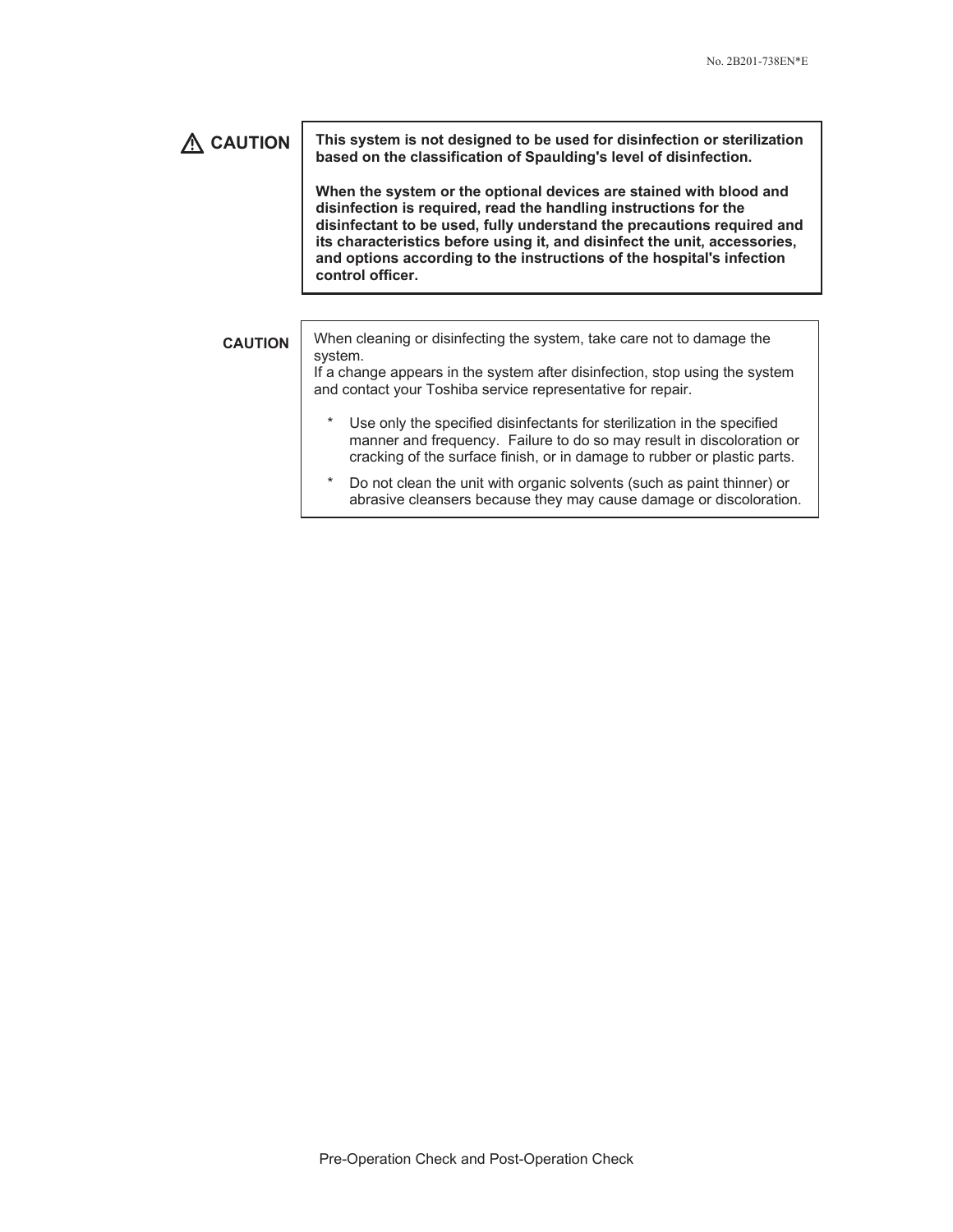**⚠ CAUTION**

**This system is not designed to be used for disinfection or sterilization based on the classification of Spaulding's level of disinfection.**

**When the system or the optional devices are stained with blood and disinfection is required, read the handling instructions for the disinfectant to be used, fully understand the precautions required and its characteristics before using it, and disinfect the unit, accessories, and options according to the instructions of the hospital's infection control officer.**

**CAUTION**

When cleaning or disinfecting the system, take care not to damage the system.
If a change appears in the system after disinfection, stop using the system and contact your Toshiba service representative for repair.

- Use only the specified disinfectants for sterilization in the specified manner and frequency. Failure to do so may result in discoloration or cracking of the surface finish, or in damage to rubber or plastic parts.
- Do not clean the unit with organic solvents (such as paint thinner) or abrasive cleansers because they may cause damage or discoloration.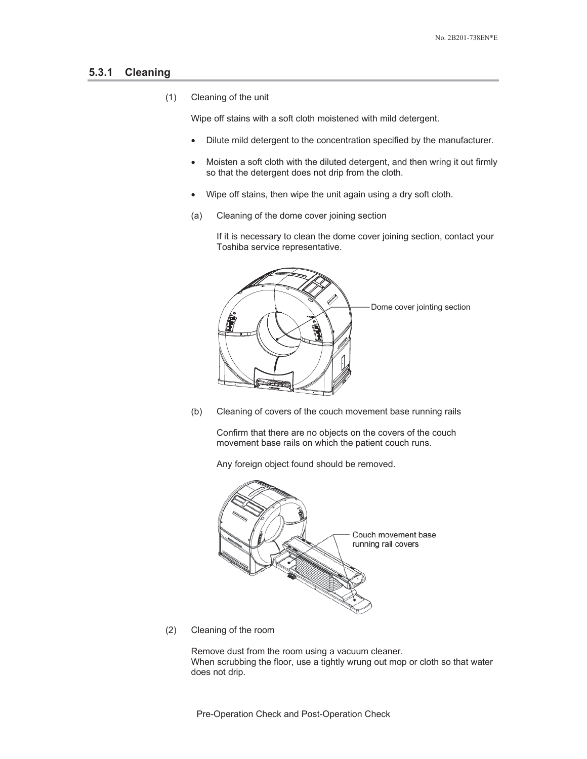### 5.3.1 Cleaning

(1) Cleaning of the unit

Wipe off stains with a soft cloth moistened with mild detergent.

- Dilute mild detergent to the concentration specified by the manufacturer.
- Moisten a soft cloth with the diluted detergent, and then wring it out firmly so that the detergent does not drip from the cloth.
- Wipe off stains, then wipe the unit again using a dry soft cloth.

(a) Cleaning of the dome cover joining section

If it is necessary to clean the dome cover joining section, contact your Toshiba service representative.

Dome cover jointing section

(b) Cleaning of covers of the couch movement base running rails

Confirm that there are no objects on the covers of the couch movement base rails on which the patient couch runs.

Any foreign object found should be removed.

Couch movement base running rail covers

(2) Cleaning of the room

Remove dust from the room using a vacuum cleaner.
When scrubbing the floor, use a tightly wrung out mop or cloth so that water does not drip.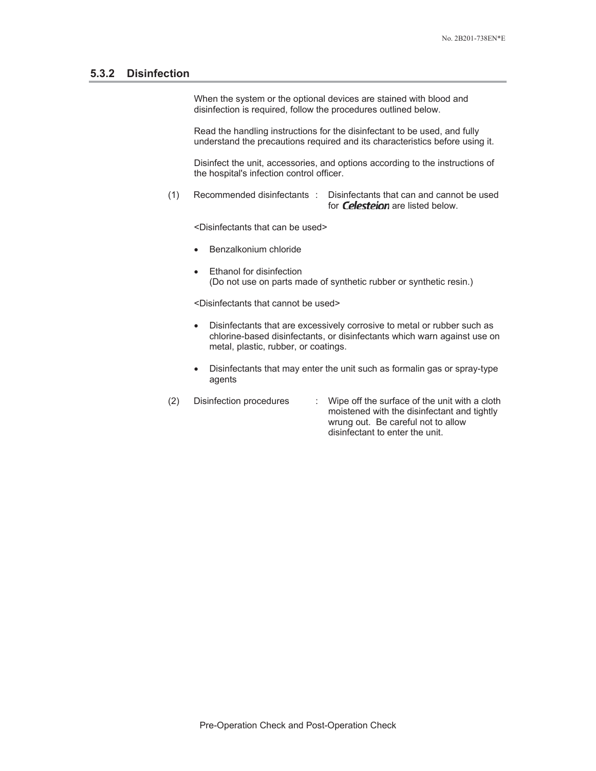### 5.3.2 Disinfection

When the system or the optional devices are stained with blood and disinfection is required, follow the procedures outlined below.

Read the handling instructions for the disinfectant to be used, and fully understand the precautions required and its characteristics before using it.

Disinfect the unit, accessories, and options according to the instructions of the hospital's infection control officer.

(1) Recommended disinfectants : Disinfectants that can and cannot be used for *Celesteion* are listed below.

<Disinfectants that can be used>

- Benzalkonium chloride
- Ethanol for disinfection
  (Do not use on parts made of synthetic rubber or synthetic resin.)

<Disinfectants that cannot be used>

- Disinfectants that are excessively corrosive to metal or rubber such as chlorine-based disinfectants, or disinfectants which warn against use on metal, plastic, rubber, or coatings.
- Disinfectants that may enter the unit such as formalin gas or spray-type agents

(2) Disinfection procedures : Wipe off the surface of the unit with a cloth moistened with the disinfectant and tightly wrung out. Be careful not to allow disinfectant to enter the unit.